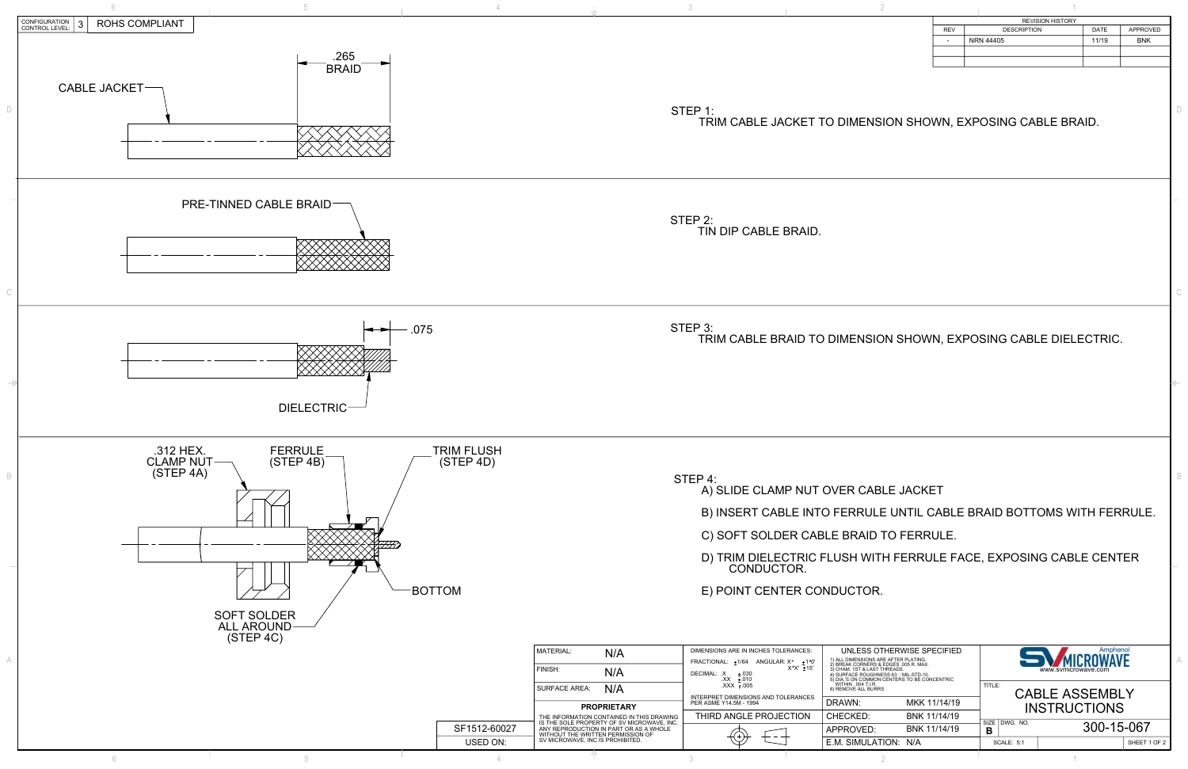CONFIGURATION CONTROL LEVEL: 3 | ROHS COMPLIANT

| REVISION HISTORY | | | |
|---|---|---|---|
| REV | DESCRIPTION | DATE | APPROVED |
| - | NRN 44405 | 11/19 | BNK |

CABLE JACKET

.265 BRAID

STEP 1:
TRIM CABLE JACKET TO DIMENSION SHOWN, EXPOSING CABLE BRAID.

PRE-TINNED CABLE BRAID

STEP 2:
TIN DIP CABLE BRAID.

.075

DIELECTRIC

STEP 3:
TRIM CABLE BRAID TO DIMENSION SHOWN, EXPOSING CABLE DIELECTRIC.

.312 HEX. CLAMP NUT (STEP 4A)

FERRULE (STEP 4B)

TRIM FLUSH (STEP 4D)

BOTTOM

SOFT SOLDER ALL AROUND (STEP 4C)

STEP 4:
A) SLIDE CLAMP NUT OVER CABLE JACKET

B) INSERT CABLE INTO FERRULE UNTIL CABLE BRAID BOTTOMS WITH FERRULE.

C) SOFT SOLDER CABLE BRAID TO FERRULE.

D) TRIM DIELECTRIC FLUSH WITH FERRULE FACE, EXPOSING CABLE CENTER CONDUCTOR.

E) POINT CENTER CONDUCTOR.

| | |
|---|---|
| MATERIAL: | N/A |
| FINISH: | N/A |
| SURFACE AREA: | N/A |

**PROPRIETARY**
THE INFORMATION CONTAINED IN THIS DRAWING IS THE SOLE PROPERTY OF SV MICROWAVE, INC. ANY REPRODUCTION IN PART OR AS A WHOLE WITHOUT THE WRITTEN PERMISSION OF SV MICROWAVE, INC IS PROHIBITED.

SF1512-60027
USED ON:

DIMENSIONS ARE IN INCHES TOLERANCES:
FRACTIONAL: ±1/64  ANGULAR: X° ±1°0' X°X' ±15'
DECIMAL: .X ±.030 .XX ±.010 .XXX ±.005
INTERPRET DIMENSIONS AND TOLERANCES PER ASME Y14.5M - 1994
THIRD ANGLE PROJECTION

UNLESS OTHERWISE SPECIFIED
1) ALL DIMENSIONS ARE AFTER PLATING.
2) BREAK CORNERS & EDGES .005 R. MAX.
3) CHAM. 1ST & LAST THREADS.
4) SURFACE ROUGHNESS 63 - MIL-STD-10.
5) DIA.'S ON COMMON CENTERS TO BE CONCENTRIC WITHIN .004 T.I.R.
6) REMOVE ALL BURRS

| | |
|---|---|
| DRAWN: | MKK 11/14/19 |
| CHECKED: | BNK 11/14/19 |
| APPROVED: | BNK 11/14/19 |
| E.M. SIMULATION: | N/A |

Amphenol SV MICROWAVE www.svmicrowave.com

TITLE: CABLE ASSEMBLY INSTRUCTIONS

SIZE: B | DWG. NO. 300-15-067

SCALE: 5:1 | SHEET 1 OF 2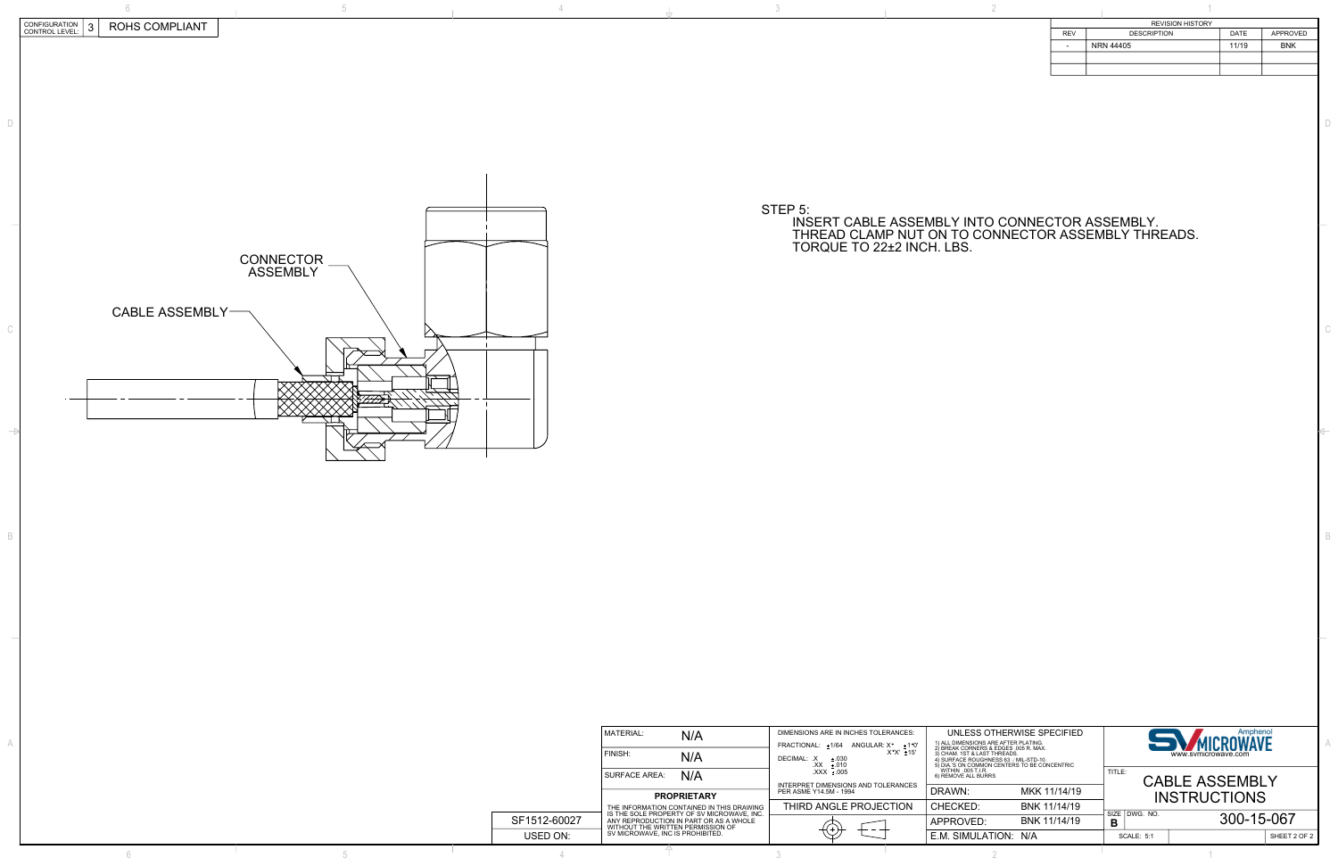CONFIGURATION CONTROL LEVEL: 3 | ROHS COMPLIANT

| REVISION HISTORY | | | |
|---|---|---|---|
| REV | DESCRIPTION | DATE | APPROVED |
| - | NRN 44405 | 11/19 | BNK |

CONNECTOR ASSEMBLY

CABLE ASSEMBLY

STEP 5:
INSERT CABLE ASSEMBLY INTO CONNECTOR ASSEMBLY.
THREAD CLAMP NUT ON TO CONNECTOR ASSEMBLY THREADS.
TORQUE TO 22±2 INCH. LBS.

| | |
|---|---|
| MATERIAL: | N/A |
| FINISH: | N/A |
| SURFACE AREA: | N/A |

**PROPRIETARY**

THE INFORMATION CONTAINED IN THIS DRAWING IS THE SOLE PROPERTY OF SV MICROWAVE, INC. ANY REPRODUCTION IN PART OR AS A WHOLE WITHOUT THE WRITTEN PERMISSION OF SV MICROWAVE, INC IS PROHIBITED.

SF1512-60027

USED ON:

DIMENSIONS ARE IN INCHES TOLERANCES:
FRACTIONAL: ±1/64 ANGULAR: X° ±1°0' X°X' ±15'
DECIMAL: .X ±.030 .XX ±.010 .XXX ±.005

INTERPRET DIMENSIONS AND TOLERANCES PER ASME Y14.5M - 1994

THIRD ANGLE PROJECTION

UNLESS OTHERWISE SPECIFIED
1) ALL DIMENSIONS ARE AFTER PLATING.
2) BREAK CORNERS & EDGES .005 R. MAX.
3) CHAM. 1ST & LAST THREADS.
4) SURFACE ROUGHNESS 63 - MIL-STD-10.
5) DIA.'S ON COMMON CENTERS TO BE CONCENTRIC WITHIN .005 T.I.R.
6) REMOVE ALL BURRS

| | |
|---|---|
| DRAWN: | MKK 11/14/19 |
| CHECKED: | BNK 11/14/19 |
| APPROVED: | BNK 11/14/19 |
| E.M. SIMULATION: | N/A |

Amphenol SV MICROWAVE
www.svmicrowave.com

TITLE: CABLE ASSEMBLY INSTRUCTIONS

SIZE: B | DWG. NO. 300-15-067

SCALE: 5:1 | SHEET 2 OF 2